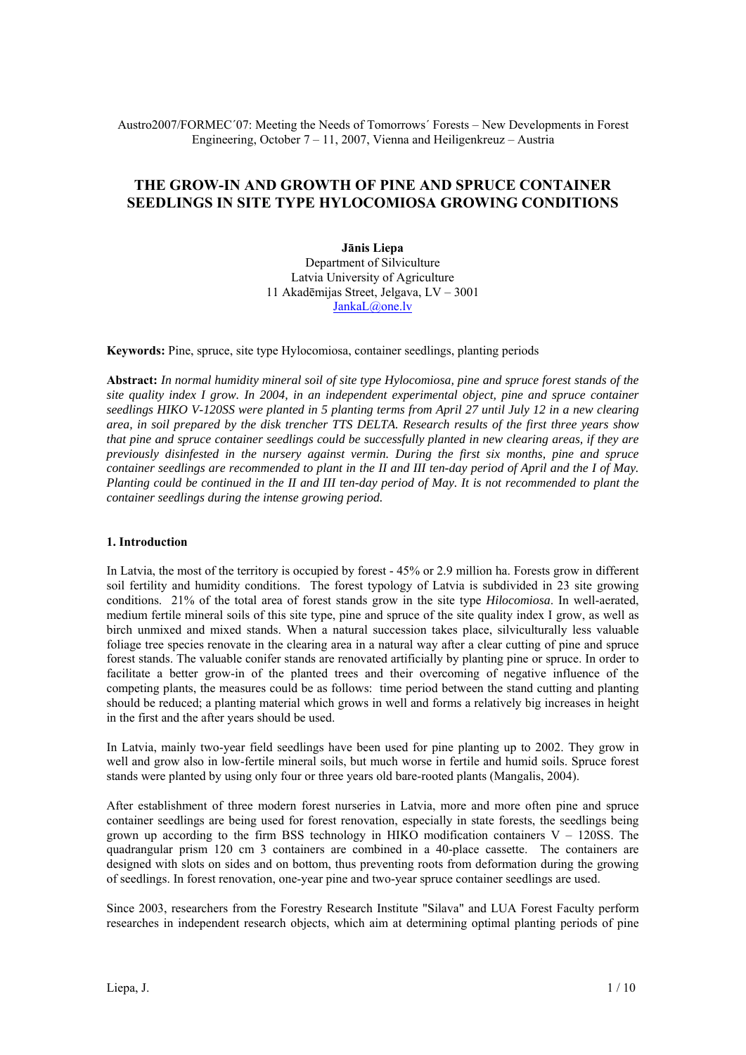Austro2007/FORMEC´07: Meeting the Needs of Tomorrows´ Forests – New Developments in Forest Engineering, October 7 – 11, 2007, Vienna and Heiligenkreuz – Austria

# THE GROW-IN AND GROWTH OF PINE AND SPRUCE CONTAINER SEEDLINGS IN SITE TYPE HYLOCOMIOSA GROWING CONDITIONS

**Jānis Liepa**
Department of Silviculture
Latvia University of Agriculture
11 Akadēmijas Street, Jelgava, LV – 3001
JankaL@one.lv

**Keywords:** Pine, spruce, site type Hylocomiosa, container seedlings, planting periods

**Abstract:** *In normal humidity mineral soil of site type Hylocomiosa, pine and spruce forest stands of the site quality index I grow. In 2004, in an independent experimental object, pine and spruce container seedlings HIKO V-120SS were planted in 5 planting terms from April 27 until July 12 in a new clearing area, in soil prepared by the disk trencher TTS DELTA. Research results of the first three years show that pine and spruce container seedlings could be successfully planted in new clearing areas, if they are previously disinfested in the nursery against vermin. During the first six months, pine and spruce container seedlings are recommended to plant in the II and III ten-day period of April and the I of May. Planting could be continued in the II and III ten-day period of May. It is not recommended to plant the container seedlings during the intense growing period.*

### 1. Introduction

In Latvia, the most of the territory is occupied by forest - 45% or 2.9 million ha. Forests grow in different soil fertility and humidity conditions. The forest typology of Latvia is subdivided in 23 site growing conditions. 21% of the total area of forest stands grow in the site type *Hilocomiosa*. In well-aerated, medium fertile mineral soils of this site type, pine and spruce of the site quality index I grow, as well as birch unmixed and mixed stands. When a natural succession takes place, silviculturally less valuable foliage tree species renovate in the clearing area in a natural way after a clear cutting of pine and spruce forest stands. The valuable conifer stands are renovated artificially by planting pine or spruce. In order to facilitate a better grow-in of the planted trees and their overcoming of negative influence of the competing plants, the measures could be as follows: time period between the stand cutting and planting should be reduced; a planting material which grows in well and forms a relatively big increases in height in the first and the after years should be used.

In Latvia, mainly two-year field seedlings have been used for pine planting up to 2002. They grow in well and grow also in low-fertile mineral soils, but much worse in fertile and humid soils. Spruce forest stands were planted by using only four or three years old bare-rooted plants (Mangalis, 2004).

After establishment of three modern forest nurseries in Latvia, more and more often pine and spruce container seedlings are being used for forest renovation, especially in state forests, the seedlings being grown up according to the firm BSS technology in HIKO modification containers V – 120SS. The quadrangular prism 120 cm 3 containers are combined in a 40-place cassette. The containers are designed with slots on sides and on bottom, thus preventing roots from deformation during the growing of seedlings. In forest renovation, one-year pine and two-year spruce container seedlings are used.

Since 2003, researchers from the Forestry Research Institute "Silava" and LUA Forest Faculty perform researches in independent research objects, which aim at determining optimal planting periods of pine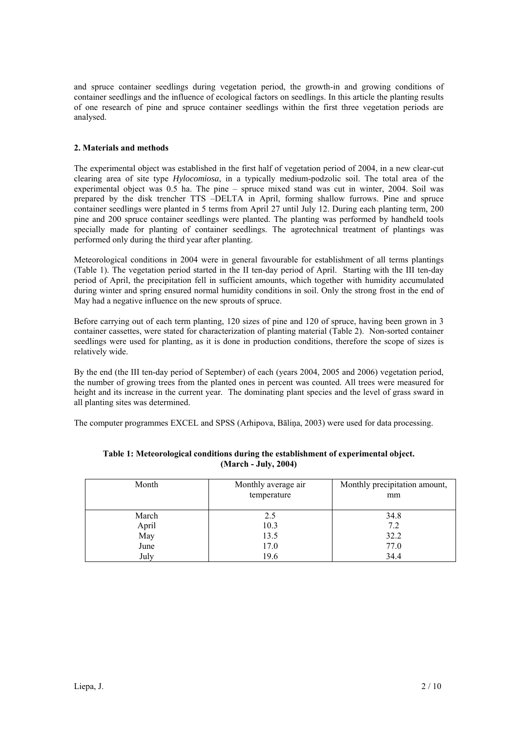and spruce container seedlings during vegetation period, the growth-in and growing conditions of container seedlings and the influence of ecological factors on seedlings. In this article the planting results of one research of pine and spruce container seedlings within the first three vegetation periods are analysed.

## 2. Materials and methods

The experimental object was established in the first half of vegetation period of 2004, in a new clear-cut clearing area of site type *Hylocomiosa*, in a typically medium-podzolic soil. The total area of the experimental object was 0.5 ha. The pine – spruce mixed stand was cut in winter, 2004. Soil was prepared by the disk trencher TTS –DELTA in April, forming shallow furrows. Pine and spruce container seedlings were planted in 5 terms from April 27 until July 12. During each planting term, 200 pine and 200 spruce container seedlings were planted. The planting was performed by handheld tools specially made for planting of container seedlings. The agrotechnical treatment of plantings was performed only during the third year after planting.

Meteorological conditions in 2004 were in general favourable for establishment of all terms plantings (Table 1). The vegetation period started in the II ten-day period of April. Starting with the III ten-day period of April, the precipitation fell in sufficient amounts, which together with humidity accumulated during winter and spring ensured normal humidity conditions in soil. Only the strong frost in the end of May had a negative influence on the new sprouts of spruce.

Before carrying out of each term planting, 120 sizes of pine and 120 of spruce, having been grown in 3 container cassettes, were stated for characterization of planting material (Table 2). Non-sorted container seedlings were used for planting, as it is done in production conditions, therefore the scope of sizes is relatively wide.

By the end (the III ten-day period of September) of each (years 2004, 2005 and 2006) vegetation period, the number of growing trees from the planted ones in percent was counted. All trees were measured for height and its increase in the current year. The dominating plant species and the level of grass sward in all planting sites was determined.

The computer programmes EXCEL and SPSS (Arhipova, Bāliņa, 2003) were used for data processing.

**Table 1: Meteorological conditions during the establishment of experimental object. (March - July, 2004)**

| Month | Monthly average air temperature | Monthly precipitation amount, mm |
|---|---|---|
| March | 2.5 | 34.8 |
| April | 10.3 | 7.2 |
| May | 13.5 | 32.2 |
| June | 17.0 | 77.0 |
| July | 19.6 | 34.4 |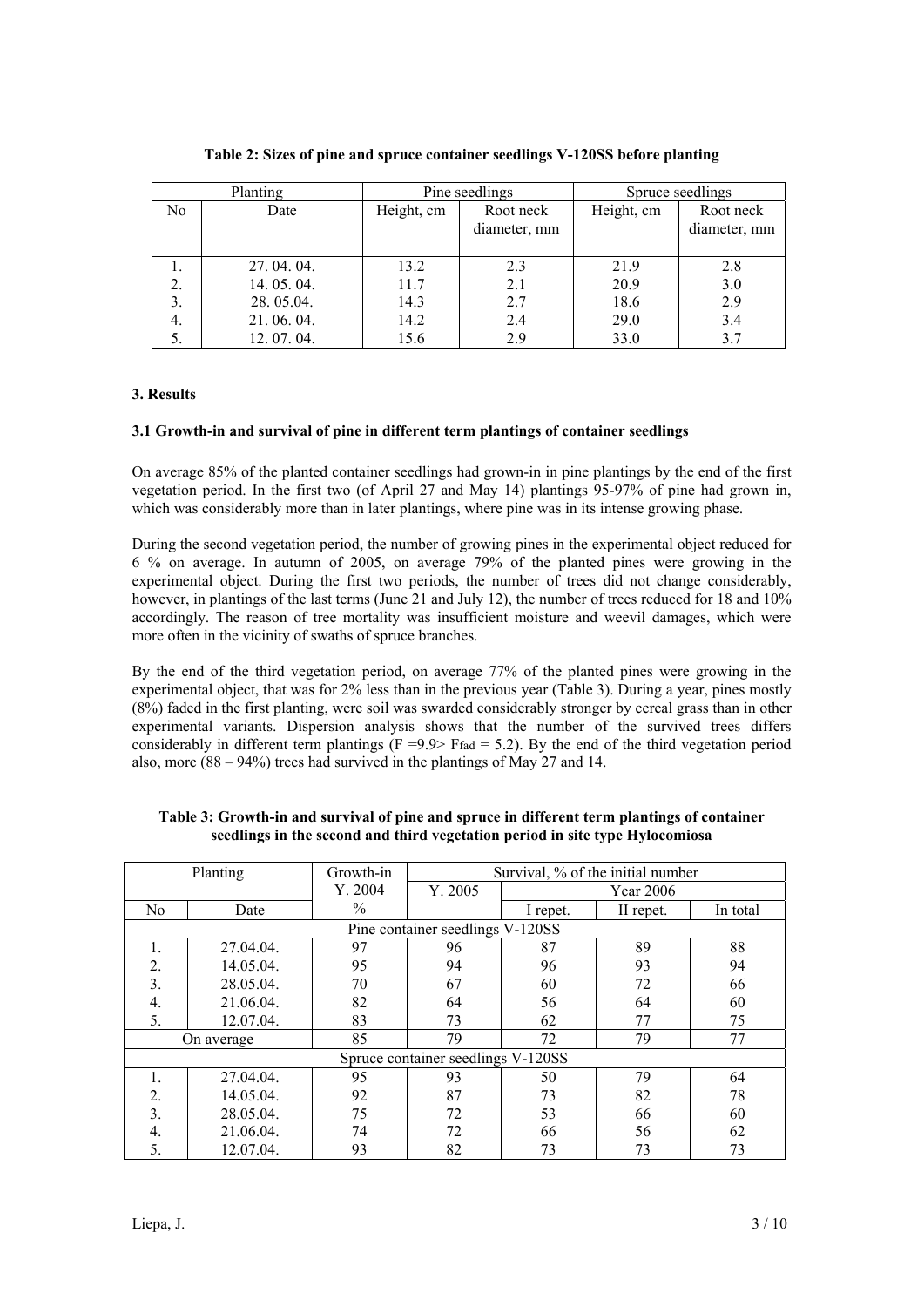**Table 2: Sizes of pine and spruce container seedlings V-120SS before planting**

| Planting | | Pine seedlings | | Spruce seedlings | |
|---|---|---|---|---|---|
| No | Date | Height, cm | Root neck diameter, mm | Height, cm | Root neck diameter, mm |
| 1. | 27. 04. 04. | 13.2 | 2.3 | 21.9 | 2.8 |
| 2. | 14. 05. 04. | 11.7 | 2.1 | 20.9 | 3.0 |
| 3. | 28. 05.04. | 14.3 | 2.7 | 18.6 | 2.9 |
| 4. | 21. 06. 04. | 14.2 | 2.4 | 29.0 | 3.4 |
| 5. | 12. 07. 04. | 15.6 | 2.9 | 33.0 | 3.7 |

### 3. Results

#### 3.1 Growth-in and survival of pine in different term plantings of container seedlings

On average 85% of the planted container seedlings had grown-in in pine plantings by the end of the first vegetation period. In the first two (of April 27 and May 14) plantings 95-97% of pine had grown in, which was considerably more than in later plantings, where pine was in its intense growing phase.

During the second vegetation period, the number of growing pines in the experimental object reduced for 6 % on average. In autumn of 2005, on average 79% of the planted pines were growing in the experimental object. During the first two periods, the number of trees did not change considerably, however, in plantings of the last terms (June 21 and July 12), the number of trees reduced for 18 and 10% accordingly. The reason of tree mortality was insufficient moisture and weevil damages, which were more often in the vicinity of swaths of spruce branches.

By the end of the third vegetation period, on average 77% of the planted pines were growing in the experimental object, that was for 2% less than in the previous year (Table 3). During a year, pines mostly (8%) faded in the first planting, were soil was swarded considerably stronger by cereal grass than in other experimental variants. Dispersion analysis shows that the number of the survived trees differs considerably in different term plantings ($F = 9.9 > F_{fad} = 5.2$). By the end of the third vegetation period also, more (88 – 94%) trees had survived in the plantings of May 27 and 14.

**Table 3: Growth-in and survival of pine and spruce in different term plantings of container seedlings in the second and third vegetation period in site type Hylocomiosa**

| Planting | | Growth-in Y. 2004 | Survival, % of the initial number | | | |
|---|---|---|---|---|---|---|
| | | | Y. 2005 | Year 2006 | | |
| No | Date | % | | I repet. | II repet. | In total |
| Pine container seedlings V-120SS | | | | | | |
| 1. | 27.04.04. | 97 | 96 | 87 | 89 | 88 |
| 2. | 14.05.04. | 95 | 94 | 96 | 93 | 94 |
| 3. | 28.05.04. | 70 | 67 | 60 | 72 | 66 |
| 4. | 21.06.04. | 82 | 64 | 56 | 64 | 60 |
| 5. | 12.07.04. | 83 | 73 | 62 | 77 | 75 |
| On average | | 85 | 79 | 72 | 79 | 77 |
| Spruce container seedlings V-120SS | | | | | | |
| 1. | 27.04.04. | 95 | 93 | 50 | 79 | 64 |
| 2. | 14.05.04. | 92 | 87 | 73 | 82 | 78 |
| 3. | 28.05.04. | 75 | 72 | 53 | 66 | 60 |
| 4. | 21.06.04. | 74 | 72 | 66 | 56 | 62 |
| 5. | 12.07.04. | 93 | 82 | 73 | 73 | 73 |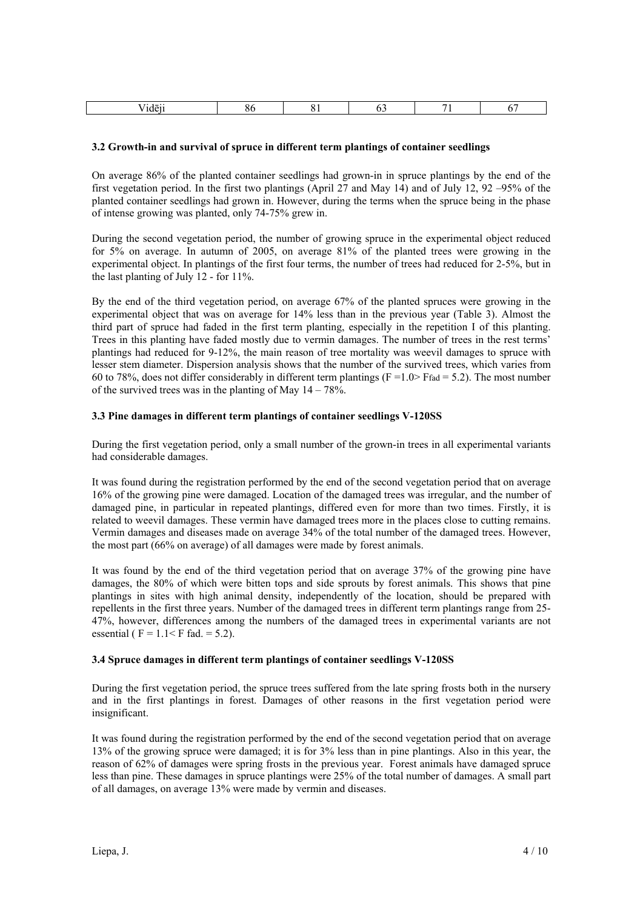| Vidēji | 86 | 81 | 63 | 71 | 67 |
|---|---|---|---|---|---|

### 3.2 Growth-in and survival of spruce in different term plantings of container seedlings

On average 86% of the planted container seedlings had grown-in in spruce plantings by the end of the first vegetation period. In the first two plantings (April 27 and May 14) and of July 12, 92 –95% of the planted container seedlings had grown in. However, during the terms when the spruce being in the phase of intense growing was planted, only 74-75% grew in.

During the second vegetation period, the number of growing spruce in the experimental object reduced for 5% on average. In autumn of 2005, on average 81% of the planted trees were growing in the experimental object. In plantings of the first four terms, the number of trees had reduced for 2-5%, but in the last planting of July 12 - for 11%.

By the end of the third vegetation period, on average 67% of the planted spruces were growing in the experimental object that was on average for 14% less than in the previous year (Table 3). Almost the third part of spruce had faded in the first term planting, especially in the repetition I of this planting. Trees in this planting have faded mostly due to vermin damages. The number of trees in the rest terms' plantings had reduced for 9-12%, the main reason of tree mortality was weevil damages to spruce with lesser stem diameter. Dispersion analysis shows that the number of the survived trees, which varies from 60 to 78%, does not differ considerably in different term plantings ($F = 1.0 > F_{fad} = 5.2$). The most number of the survived trees was in the planting of May 14 – 78%.

### 3.3 Pine damages in different term plantings of container seedlings V-120SS

During the first vegetation period, only a small number of the grown-in trees in all experimental variants had considerable damages.

It was found during the registration performed by the end of the second vegetation period that on average 16% of the growing pine were damaged. Location of the damaged trees was irregular, and the number of damaged pine, in particular in repeated plantings, differed even for more than two times. Firstly, it is related to weevil damages. These vermin have damaged trees more in the places close to cutting remains. Vermin damages and diseases made on average 34% of the total number of the damaged trees. However, the most part (66% on average) of all damages were made by forest animals.

It was found by the end of the third vegetation period that on average 37% of the growing pine have damages, the 80% of which were bitten tops and side sprouts by forest animals. This shows that pine plantings in sites with high animal density, independently of the location, should be prepared with repellents in the first three years. Number of the damaged trees in different term plantings range from 25-47%, however, differences among the numbers of the damaged trees in experimental variants are not essential ( $F = 1.1 < F$ fad. $= 5.2$).

### 3.4 Spruce damages in different term plantings of container seedlings V-120SS

During the first vegetation period, the spruce trees suffered from the late spring frosts both in the nursery and in the first plantings in forest. Damages of other reasons in the first vegetation period were insignificant.

It was found during the registration performed by the end of the second vegetation period that on average 13% of the growing spruce were damaged; it is for 3% less than in pine plantings. Also in this year, the reason of 62% of damages were spring frosts in the previous year. Forest animals have damaged spruce less than pine. These damages in spruce plantings were 25% of the total number of damages. A small part of all damages, on average 13% were made by vermin and diseases.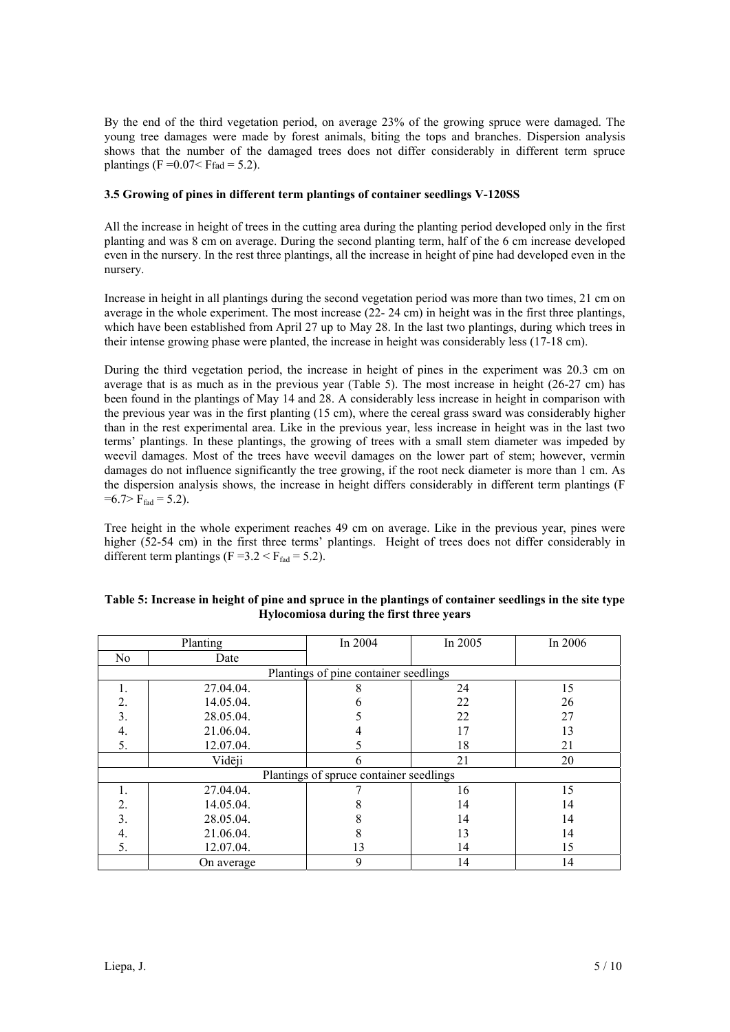By the end of the third vegetation period, on average 23% of the growing spruce were damaged. The young tree damages were made by forest animals, biting the tops and branches. Dispersion analysis shows that the number of the damaged trees does not differ considerably in different term spruce plantings ($F = 0.07 < F_{fad} = 5.2$).

### 3.5 Growing of pines in different term plantings of container seedlings V-120SS

All the increase in height of trees in the cutting area during the planting period developed only in the first planting and was 8 cm on average. During the second planting term, half of the 6 cm increase developed even in the nursery. In the rest three plantings, all the increase in height of pine had developed even in the nursery.

Increase in height in all plantings during the second vegetation period was more than two times, 21 cm on average in the whole experiment. The most increase (22- 24 cm) in height was in the first three plantings, which have been established from April 27 up to May 28. In the last two plantings, during which trees in their intense growing phase were planted, the increase in height was considerably less (17-18 cm).

During the third vegetation period, the increase in height of pines in the experiment was 20.3 cm on average that is as much as in the previous year (Table 5). The most increase in height (26-27 cm) has been found in the plantings of May 14 and 28. A considerably less increase in height in comparison with the previous year was in the first planting (15 cm), where the cereal grass sward was considerably higher than in the rest experimental area. Like in the previous year, less increase in height was in the last two terms' plantings. In these plantings, the growing of trees with a small stem diameter was impeded by weevil damages. Most of the trees have weevil damages on the lower part of stem; however, vermin damages do not influence significantly the tree growing, if the root neck diameter is more than 1 cm. As the dispersion analysis shows, the increase in height differs considerably in different term plantings ($F = 6.7 > F_{fad} = 5.2$).

Tree height in the whole experiment reaches 49 cm on average. Like in the previous year, pines were higher (52-54 cm) in the first three terms' plantings. Height of trees does not differ considerably in different term plantings ($F = 3.2 < F_{fad} = 5.2$).

**Table 5: Increase in height of pine and spruce in the plantings of container seedlings in the site type Hylocomiosa during the first three years**

| Planting | | In 2004 | In 2005 | In 2006 |
|---|---|---|---|---|
| No | Date | | | |
| Plantings of pine container seedlings | | | | |
| 1. | 27.04.04. | 8 | 24 | 15 |
| 2. | 14.05.04. | 6 | 22 | 26 |
| 3. | 28.05.04. | 5 | 22 | 27 |
| 4. | 21.06.04. | 4 | 17 | 13 |
| 5. | 12.07.04. | 5 | 18 | 21 |
| | Vidēji | 6 | 21 | 20 |
| Plantings of spruce container seedlings | | | | |
| 1. | 27.04.04. | 7 | 16 | 15 |
| 2. | 14.05.04. | 8 | 14 | 14 |
| 3. | 28.05.04. | 8 | 14 | 14 |
| 4. | 21.06.04. | 8 | 13 | 14 |
| 5. | 12.07.04. | 13 | 14 | 15 |
| | On average | 9 | 14 | 14 |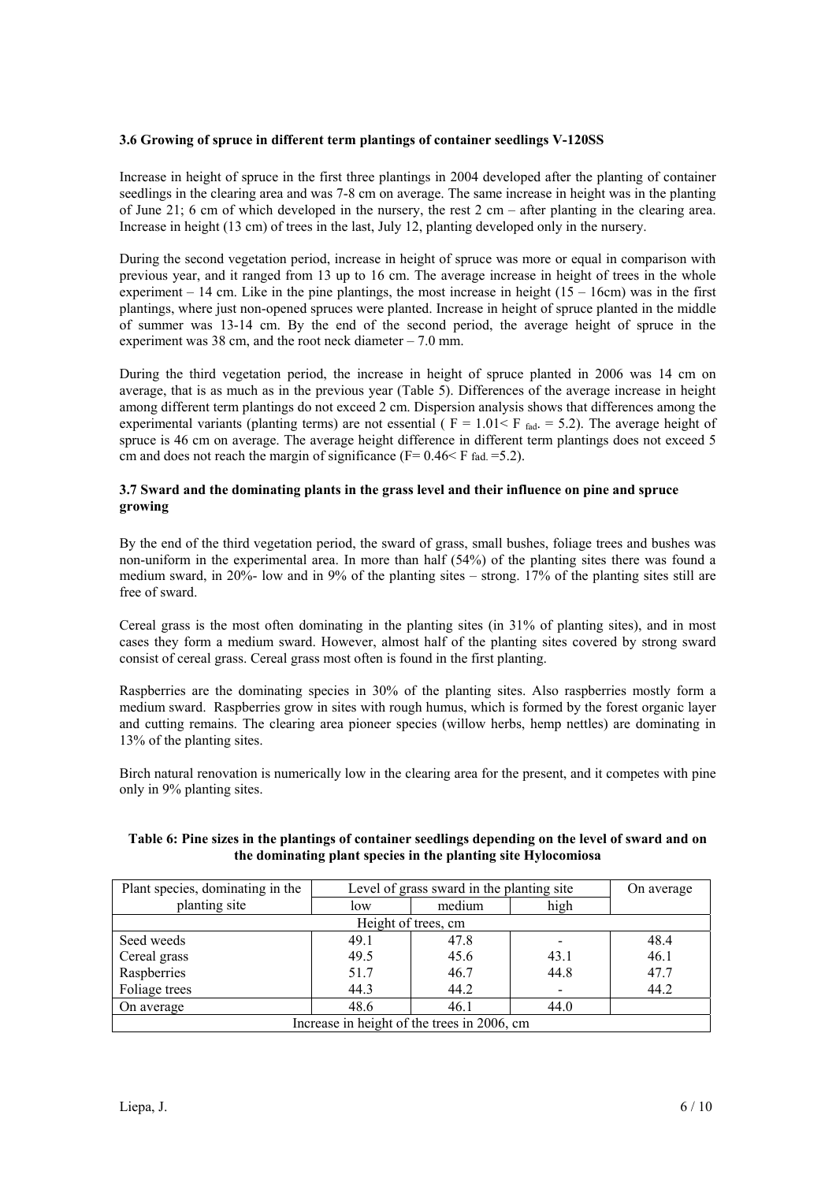### 3.6 Growing of spruce in different term plantings of container seedlings V-120SS

Increase in height of spruce in the first three plantings in 2004 developed after the planting of container seedlings in the clearing area and was 7-8 cm on average. The same increase in height was in the planting of June 21; 6 cm of which developed in the nursery, the rest 2 cm – after planting in the clearing area. Increase in height (13 cm) of trees in the last, July 12, planting developed only in the nursery.

During the second vegetation period, increase in height of spruce was more or equal in comparison with previous year, and it ranged from 13 up to 16 cm. The average increase in height of trees in the whole experiment – 14 cm. Like in the pine plantings, the most increase in height (15 – 16cm) was in the first plantings, where just non-opened spruces were planted. Increase in height of spruce planted in the middle of summer was 13-14 cm. By the end of the second period, the average height of spruce in the experiment was 38 cm, and the root neck diameter – 7.0 mm.

During the third vegetation period, the increase in height of spruce planted in 2006 was 14 cm on average, that is as much as in the previous year (Table 5). Differences of the average increase in height among different term plantings do not exceed 2 cm. Dispersion analysis shows that differences among the experimental variants (planting terms) are not essential ( $F = 1.01 < F_{fad.} = 5.2$). The average height of spruce is 46 cm on average. The average height difference in different term plantings does not exceed 5 cm and does not reach the margin of significance ($F = 0.46 < F_{fad.} = 5.2$).

### 3.7 Sward and the dominating plants in the grass level and their influence on pine and spruce growing

By the end of the third vegetation period, the sward of grass, small bushes, foliage trees and bushes was non-uniform in the experimental area. In more than half (54%) of the planting sites there was found a medium sward, in 20%- low and in 9% of the planting sites – strong. 17% of the planting sites still are free of sward.

Cereal grass is the most often dominating in the planting sites (in 31% of planting sites), and in most cases they form a medium sward. However, almost half of the planting sites covered by strong sward consist of cereal grass. Cereal grass most often is found in the first planting.

Raspberries are the dominating species in 30% of the planting sites. Also raspberries mostly form a medium sward. Raspberries grow in sites with rough humus, which is formed by the forest organic layer and cutting remains. The clearing area pioneer species (willow herbs, hemp nettles) are dominating in 13% of the planting sites.

Birch natural renovation is numerically low in the clearing area for the present, and it competes with pine only in 9% planting sites.

**Table 6: Pine sizes in the plantings of container seedlings depending on the level of sward and on the dominating plant species in the planting site Hylocomiosa**

| Plant species, dominating in the planting site | Level of grass sward in the planting site | | | On average |
|---|---|---|---|---|
| | low | medium | high | |
| Height of trees, cm | | | | |
| Seed weeds | 49.1 | 47.8 | - | 48.4 |
| Cereal grass | 49.5 | 45.6 | 43.1 | 46.1 |
| Raspberries | 51.7 | 46.7 | 44.8 | 47.7 |
| Foliage trees | 44.3 | 44.2 | - | 44.2 |
| On average | 48.6 | 46.1 | 44.0 | |
| Increase in height of the trees in 2006, cm | | | | |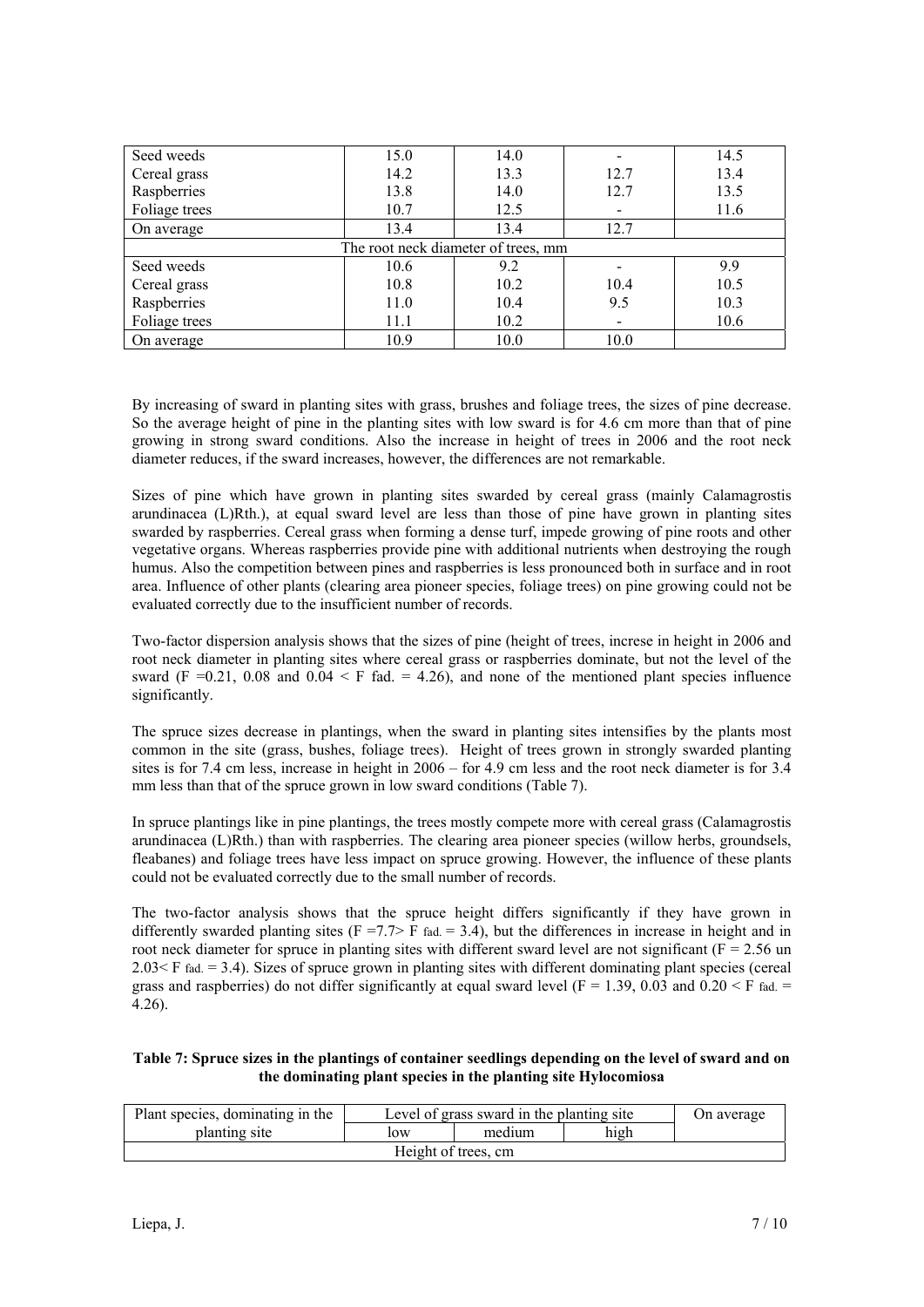| | | | | |
|---|---|---|---|---|
| Seed weeds | 15.0 | 14.0 | - | 14.5 |
| Cereal grass | 14.2 | 13.3 | 12.7 | 13.4 |
| Raspberries | 13.8 | 14.0 | 12.7 | 13.5 |
| Foliage trees | 10.7 | 12.5 | - | 11.6 |
| On average | 13.4 | 13.4 | 12.7 | |
| The root neck diameter of trees, mm | | | | |
| Seed weeds | 10.6 | 9.2 | - | 9.9 |
| Cereal grass | 10.8 | 10.2 | 10.4 | 10.5 |
| Raspberries | 11.0 | 10.4 | 9.5 | 10.3 |
| Foliage trees | 11.1 | 10.2 | - | 10.6 |
| On average | 10.9 | 10.0 | 10.0 | |

By increasing of sward in planting sites with grass, brushes and foliage trees, the sizes of pine decrease. So the average height of pine in the planting sites with low sward is for 4.6 cm more than that of pine growing in strong sward conditions. Also the increase in height of trees in 2006 and the root neck diameter reduces, if the sward increases, however, the differences are not remarkable.

Sizes of pine which have grown in planting sites swarded by cereal grass (mainly Calamagrostis arundinacea (L)Rth.), at equal sward level are less than those of pine have grown in planting sites swarded by raspberries. Cereal grass when forming a dense turf, impede growing of pine roots and other vegetative organs. Whereas raspberries provide pine with additional nutrients when destroying the rough humus. Also the competition between pines and raspberries is less pronounced both in surface and in root area. Influence of other plants (clearing area pioneer species, foliage trees) on pine growing could not be evaluated correctly due to the insufficient number of records.

Two-factor dispersion analysis shows that the sizes of pine (height of trees, increse in height in 2006 and root neck diameter in planting sites where cereal grass or raspberries dominate, but not the level of the sward ($F = 0.21$, 0.08 and $0.04 < F_{fad.} = 4.26$), and none of the mentioned plant species influence significantly.

The spruce sizes decrease in plantings, when the sward in planting sites intensifies by the plants most common in the site (grass, bushes, foliage trees). Height of trees grown in strongly swarded planting sites is for 7.4 cm less, increase in height in 2006 – for 4.9 cm less and the root neck diameter is for 3.4 mm less than that of the spruce grown in low sward conditions (Table 7).

In spruce plantings like in pine plantings, the trees mostly compete more with cereal grass (Calamagrostis arundinacea (L)Rth.) than with raspberries. The clearing area pioneer species (willow herbs, groundsels, fleabanes) and foliage trees have less impact on spruce growing. However, the influence of these plants could not be evaluated correctly due to the small number of records.

The two-factor analysis shows that the spruce height differs significantly if they have grown in differently swarded planting sites ($F = 7.7 > F_{fad.} = 3.4$), but the differences in increase in height and in root neck diameter for spruce in planting sites with different sward level are not significant ($F = 2.56$ un $2.03 < F_{fad.} = 3.4$). Sizes of spruce grown in planting sites with different dominating plant species (cereal grass and raspberries) do not differ significantly at equal sward level ($F = 1.39$, 0.03 and $0.20 < F_{fad.} = 4.26$).

**Table 7: Spruce sizes in the plantings of container seedlings depending on the level of sward and on the dominating plant species in the planting site Hylocomiosa**

| Plant species, dominating in the planting site | Level of grass sward in the planting site | | | On average |
|---|---|---|---|---|
| | low | medium | high | |
| Height of trees, cm | | | | |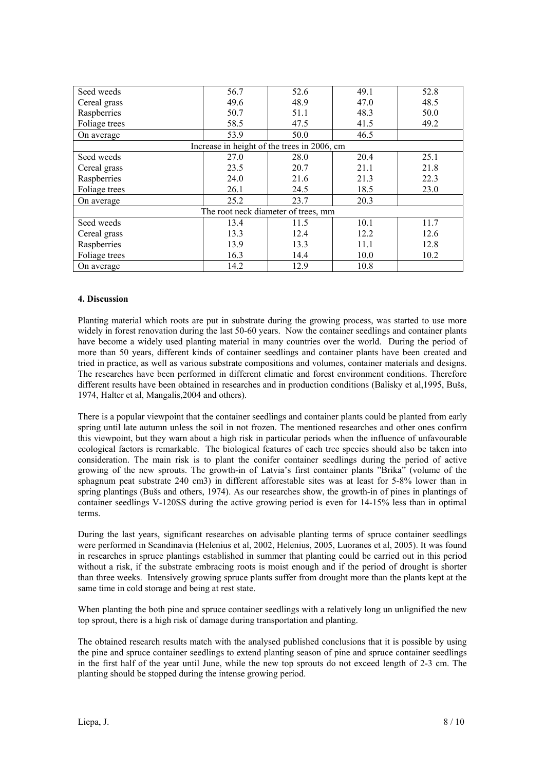| | | | | |
|---|---|---|---|---|
| Seed weeds | 56.7 | 52.6 | 49.1 | 52.8 |
| Cereal grass | 49.6 | 48.9 | 47.0 | 48.5 |
| Raspberries | 50.7 | 51.1 | 48.3 | 50.0 |
| Foliage trees | 58.5 | 47.5 | 41.5 | 49.2 |
| On average | 53.9 | 50.0 | 46.5 | |
| Increase in height of the trees in 2006, cm | | | | |
| Seed weeds | 27.0 | 28.0 | 20.4 | 25.1 |
| Cereal grass | 23.5 | 20.7 | 21.1 | 21.8 |
| Raspberries | 24.0 | 21.6 | 21.3 | 22.3 |
| Foliage trees | 26.1 | 24.5 | 18.5 | 23.0 |
| On average | 25.2 | 23.7 | 20.3 | |
| The root neck diameter of trees, mm | | | | |
| Seed weeds | 13.4 | 11.5 | 10.1 | 11.7 |
| Cereal grass | 13.3 | 12.4 | 12.2 | 12.6 |
| Raspberries | 13.9 | 13.3 | 11.1 | 12.8 |
| Foliage trees | 16.3 | 14.4 | 10.0 | 10.2 |
| On average | 14.2 | 12.9 | 10.8 | |

### 4. Discussion

Planting material which roots are put in substrate during the growing process, was started to use more widely in forest renovation during the last 50-60 years. Now the container seedlings and container plants have become a widely used planting material in many countries over the world. During the period of more than 50 years, different kinds of container seedlings and container plants have been created and tried in practice, as well as various substrate compositions and volumes, container materials and designs. The researches have been performed in different climatic and forest environment conditions. Therefore different results have been obtained in researches and in production conditions (Balisky et al,1995, Bušs, 1974, Halter et al, Mangalis,2004 and others).

There is a popular viewpoint that the container seedlings and container plants could be planted from early spring until late autumn unless the soil in not frozen. The mentioned researches and other ones confirm this viewpoint, but they warn about a high risk in particular periods when the influence of unfavourable ecological factors is remarkable. The biological features of each tree species should also be taken into consideration. The main risk is to plant the conifer container seedlings during the period of active growing of the new sprouts. The growth-in of Latvia's first container plants "Brika" (volume of the sphagnum peat substrate 240 cm3) in different afforestable sites was at least for 5-8% lower than in spring plantings (Bušs and others, 1974). As our researches show, the growth-in of pines in plantings of container seedlings V-120SS during the active growing period is even for 14-15% less than in optimal terms.

During the last years, significant researches on advisable planting terms of spruce container seedlings were performed in Scandinavia (Helenius et al, 2002, Helenius, 2005, Luoranes et al, 2005). It was found in researches in spruce plantings established in summer that planting could be carried out in this period without a risk, if the substrate embracing roots is moist enough and if the period of drought is shorter than three weeks. Intensively growing spruce plants suffer from drought more than the plants kept at the same time in cold storage and being at rest state.

When planting the both pine and spruce container seedlings with a relatively long un unlignified the new top sprout, there is a high risk of damage during transportation and planting.

The obtained research results match with the analysed published conclusions that it is possible by using the pine and spruce container seedlings to extend planting season of pine and spruce container seedlings in the first half of the year until June, while the new top sprouts do not exceed length of 2-3 cm. The planting should be stopped during the intense growing period.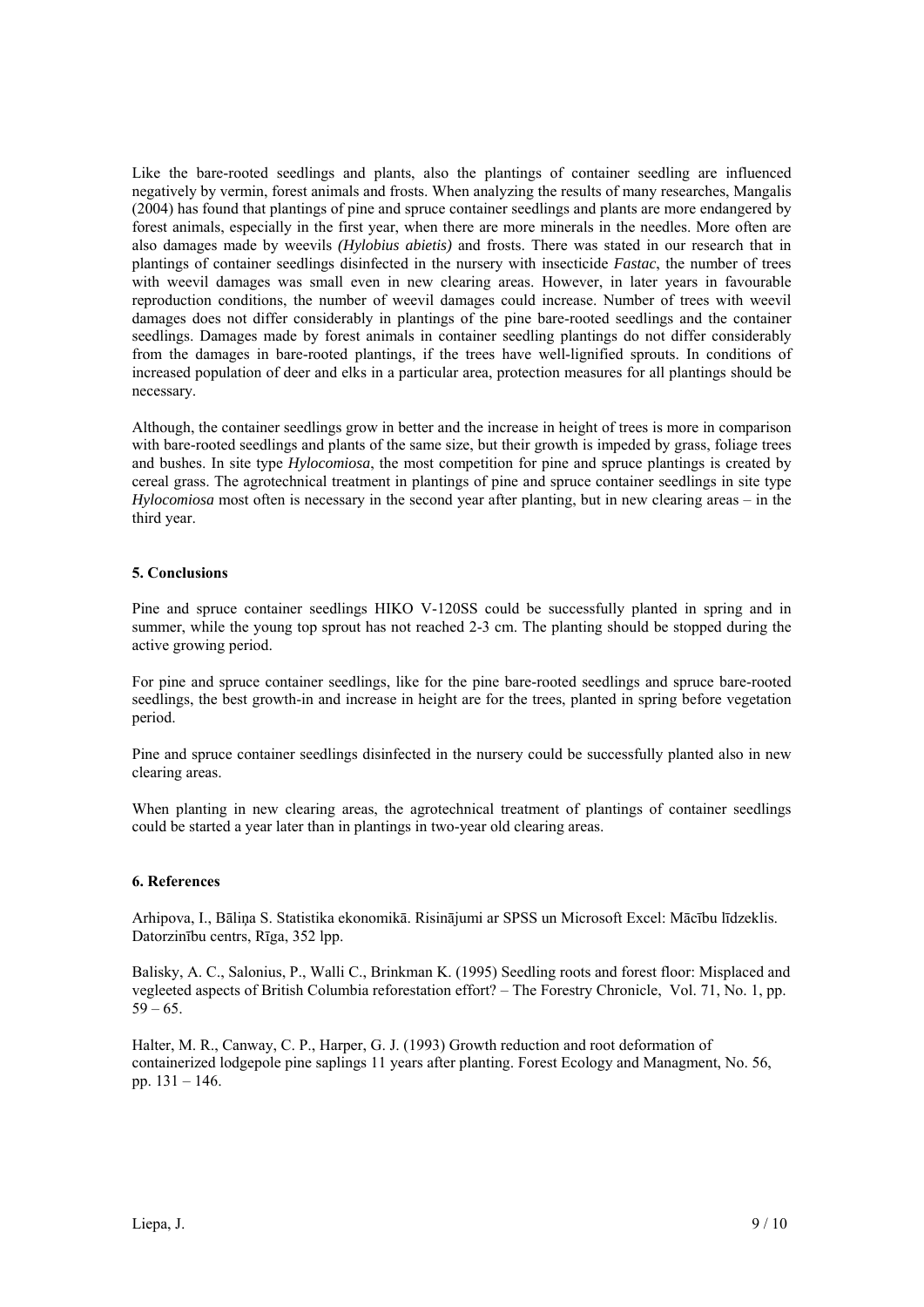Like the bare-rooted seedlings and plants, also the plantings of container seedling are influenced negatively by vermin, forest animals and frosts. When analyzing the results of many researches, Mangalis (2004) has found that plantings of pine and spruce container seedlings and plants are more endangered by forest animals, especially in the first year, when there are more minerals in the needles. More often are also damages made by weevils *(Hylobius abietis)* and frosts. There was stated in our research that in plantings of container seedlings disinfected in the nursery with insecticide *Fastac*, the number of trees with weevil damages was small even in new clearing areas. However, in later years in favourable reproduction conditions, the number of weevil damages could increase. Number of trees with weevil damages does not differ considerably in plantings of the pine bare-rooted seedlings and the container seedlings. Damages made by forest animals in container seedling plantings do not differ considerably from the damages in bare-rooted plantings, if the trees have well-lignified sprouts. In conditions of increased population of deer and elks in a particular area, protection measures for all plantings should be necessary.

Although, the container seedlings grow in better and the increase in height of trees is more in comparison with bare-rooted seedlings and plants of the same size, but their growth is impeded by grass, foliage trees and bushes. In site type *Hylocomiosa*, the most competition for pine and spruce plantings is created by cereal grass. The agrotechnical treatment in plantings of pine and spruce container seedlings in site type *Hylocomiosa* most often is necessary in the second year after planting, but in new clearing areas – in the third year.

## 5. Conclusions

Pine and spruce container seedlings HIKO V-120SS could be successfully planted in spring and in summer, while the young top sprout has not reached 2-3 cm. The planting should be stopped during the active growing period.

For pine and spruce container seedlings, like for the pine bare-rooted seedlings and spruce bare-rooted seedlings, the best growth-in and increase in height are for the trees, planted in spring before vegetation period.

Pine and spruce container seedlings disinfected in the nursery could be successfully planted also in new clearing areas.

When planting in new clearing areas, the agrotechnical treatment of plantings of container seedlings could be started a year later than in plantings in two-year old clearing areas.

## 6. References

Arhipova, I., Bāliņa S. Statistika ekonomikā. Risinājumi ar SPSS un Microsoft Excel: Mācību līdzeklis. Datorzinību centrs, Rīga, 352 lpp.

Balisky, A. C., Salonius, P., Walli C., Brinkman K. (1995) Seedling roots and forest floor: Misplaced and vegleeted aspects of British Columbia reforestation effort? – The Forestry Chronicle, Vol. 71, No. 1, pp. 59 – 65.

Halter, M. R., Canway, C. P., Harper, G. J. (1993) Growth reduction and root deformation of containerized lodgepole pine saplings 11 years after planting. Forest Ecology and Managment, No. 56, pp. 131 – 146.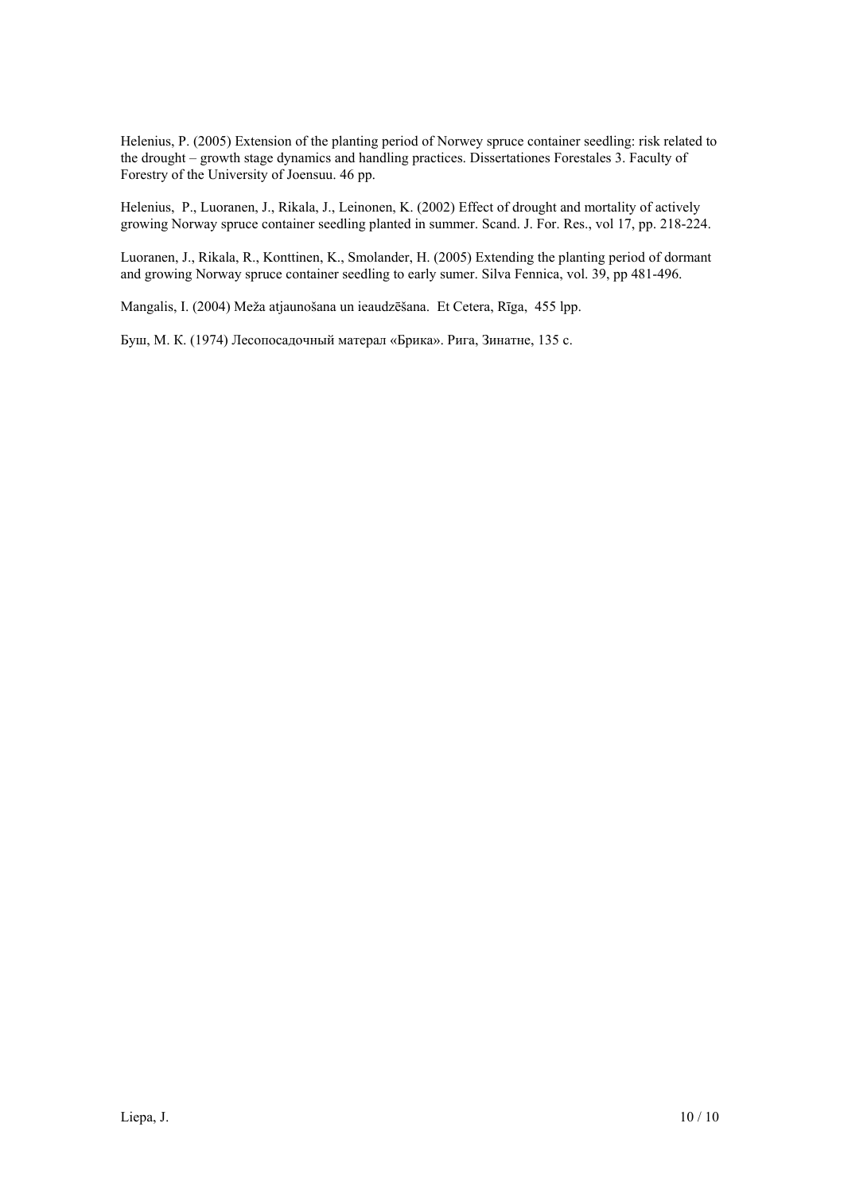Helenius, P. (2005) Extension of the planting period of Norwey spruce container seedling: risk related to the drought – growth stage dynamics and handling practices. Dissertationes Forestales 3. Faculty of Forestry of the University of Joensuu. 46 pp.

Helenius, P., Luoranen, J., Rikala, J., Leinonen, K. (2002) Effect of drought and mortality of actively growing Norway spruce container seedling planted in summer. Scand. J. For. Res., vol 17, pp. 218-224.

Luoranen, J., Rikala, R., Konttinen, K., Smolander, H. (2005) Extending the planting period of dormant and growing Norway spruce container seedling to early sumer. Silva Fennica, vol. 39, pp 481-496.

Mangalis, I. (2004) Meža atjaunošana un ieaudzēšana. Et Cetera, Rīga, 455 lpp.

Буш, М. К. (1974) Лесопосадочный матерал «Брика». Рига, Зинатне, 135 с.